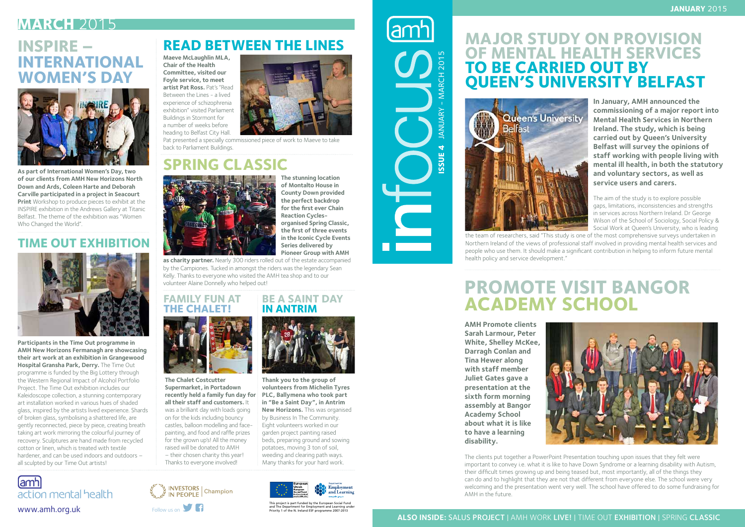# infocus

**ISSUE 4** JANUARY - MARCH 2015

## MAJOR STUDY ON PROVISION OF MENTAL HEALTH SERVICES TO BE CARRIED OUT BY QUEEN'S UNIVERSITY BELFAST

**In January, AMH announced the commissioning of a major report into Mental Health Services in Northern Ireland. The study, which is being carried out by Queen's University Belfast will survey the opinions of staff working with people living with mental ill health, in both the statutory and voluntary sectors, as well as service users and carers.**

The aim of the study is to explore possible gaps, limitations, inconsistencies and strengths in services across Northern Ireland. Dr George Wilson of the School of Sociology, Social Policy & Social Work at Queen's University, who is leading the team of researchers, said "This study is one of the most comprehensive surveys undertaken in Northern Ireland of the views of professional staff involved in providing mental health services and people who use them. It should make a significant contribution in helping to inform future mental health policy and service development."

## PROMOTE VISIT BANGOR ACADEMY SCHOOL

**AMH Promote clients Sarah Larmour, Peter White, Shelley McKee, Darragh Conlan and Tina Hewer along with staff member Juliet Gates gave a presentation at the sixth form morning assembly at Bangor Academy School about what it is like to have a learning disability.**

The clients put together a PowerPoint Presentation touching upon issues that they felt were important to convey i.e. what it is like to have Down Syndrome or a learning disability with Autism, their difficult times growing up and being teased but, most importantly, all of the things they can do and to highlight that they are not that different from everyone else. The school were very welcoming and the presentation went very well. The school have offered to do some fundraising for AMH in the future.

**ALSO INSIDE:** SALUS **PROJECT** | AMH WORK **LIVE!** | TIME OUT **EXHIBITION** | SPRING **CLASSIC**

---

## INSPIRE – INTERNATIONAL WOMEN'S DAY

**As part of International Women's Day, two of our clients from AMH New Horizons North Down and Ards, Coleen Harte and Deborah Carville participated in a project in Seacourt Print** Workshop to produce pieces to exhibit at the INSPIRE exhibition in the Andrews Gallery at Titanic Belfast. The theme of the exhibition was "Women Who Changed the World".

## TIME OUT EXHIBITION

**Participants in the Time Out programme in AMH New Horizons Fermanagh are showcasing their art work at an exhibition in Grangewood Hospital Gransha Park, Derry.** The Time Out programme is funded by the Big Lottery through the Western Regional Impact of Alcohol Portfolio Project. The Time Out exhibition includes our Kaleidoscope collection, a stunning contemporary art installation worked in various hues of shaded glass, inspired by the artists lived experience. Shards of broken glass, symbolising a shattered life, are gently reconnected, piece by piece, creating breath taking art work mirroring the colourful journey of recovery. Sculptures are hand made from recycled cotton or linen, which is treated with textile hardener, and can be used indoors and outdoors – all sculpted by our Time Out artists!

## READ BETWEEN THE LINES

**Maeve McLaughlin MLA, Chair of the Health Committee, visited our Foyle service, to meet artist Pat Ross.** Pat's "Read Between the Lines - a lived experience of schizophrenia exhibition" visited Parliament Buildings in Stormont for a number of weeks before heading to Belfast City Hall. Pat presented a specially commissioned piece of work to Maeve to take back to Parliament Buildings.

## SPRING CLASSIC

**The stunning location of Montalto House in County Down provided the perfect backdrop for the first ever Chain Reaction Cycles-organised Spring Classic, the first of three events in the Iconic Cycle Events Series delivered by Pioneer Group with AMH as charity partner.** Nearly 300 riders rolled out of the estate accompanied by the Campiones. Tucked in amongst the riders was the legendary Sean Kelly. Thanks to everyone who visited the AMH tea shop and to our volunteer Alaine Donnelly who helped out!

## FAMILY FUN AT THE CHALET!

**The Chalet Costcutter Supermarket, in Portadown recently held a family fun day for all their staff and customers.** It was a brilliant day with loads going on for the kids including bouncy castles, balloon modelling and face-painting, and food and raffle prizes for the grown up's! All the money raised will be donated to AMH – their chosen charity this year! Thanks to everyone involved!

## BE A SAINT DAY IN ANTRIM

**Thank you to the group of volunteers from Michelin Tyres PLC, Ballymena who took part in "Be a Saint Day", in Antrim New Horizons.** This was organised by Business In The Community. Eight volunteers worked in our garden project painting raised beds, preparing ground and sowing potatoes, moving 3 ton of soil, weeding and clearing path ways. Many thanks for your hard work.

amh action mental health
www.amh.org.uk

INVESTORS IN PEOPLE | Champion

Follow us on

This project is part funded by the European Social Fund and The Department for Employment and Learning under Priority 1 of the N. Ireland ESF programme 2007-2013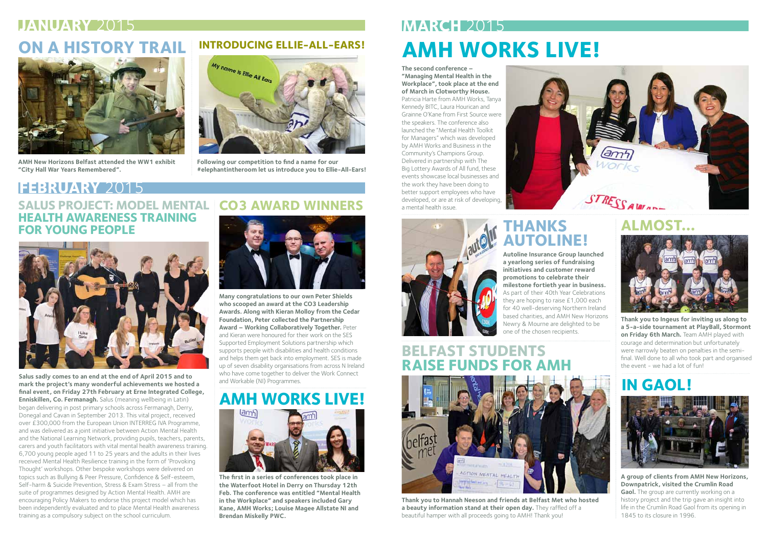# JANUARY 2015

## ON A HISTORY TRAIL

**AMH New Horizons Belfast attended the WW1 exhibit "City Hall War Years Remembered".**

## INTRODUCING ELLIE-ALL-EARS!

**Following our competition to find a name for our #elephantintheroom let us introduce you to Ellie-All-Ears!**

# FEBRUARY 2015

## SALUS PROJECT: MODEL MENTAL HEALTH AWARENESS TRAINING FOR YOUNG PEOPLE

**Salus sadly comes to an end at the end of April 2015 and to mark the project's many wonderful achievements we hosted a final event, on Friday 27th February at Erne Integrated College, Enniskillen, Co. Fermanagh.** Salus (meaning wellbeing in Latin) began delivering in post primary schools across Fermanagh, Derry, Donegal and Cavan in September 2013. This vital project, received over £300,000 from the European Union INTERREG IVA Programme, and was delivered as a joint initiative between Action Mental Health and the National Learning Network, providing pupils, teachers, parents, carers and youth facilitators with vital mental health awareness training. 6,700 young people aged 11 to 25 years and the adults in their lives received Mental Health Resilience training in the form of 'Provoking Thought' workshops. Other bespoke workshops were delivered on topics such as Bullying & Peer Pressure, Confidence & Self-esteem, Self-harm & Suicide Prevention, Stress & Exam Stress – all from the suite of programmes designed by Action Mental Health. AMH are encouraging Policy Makers to endorse this project model which has been independently evaluated and to place Mental Health awareness training as a compulsory subject on the school curriculum.

## CO3 AWARD WINNERS

**Many congratulations to our own Peter Shields who scooped an award at the CO3 Leadership Awards. Along with Kieran Molloy from the Cedar Foundation, Peter collected the Partnership Award – Working Collaboratively Together.** Peter and Kieran were honoured for their work on the SES Supported Employment Solutions partnership which supports people with disabilities and health conditions and helps them get back into employment. SES is made up of seven disability organisations from across N Ireland who have come together to deliver the Work Connect and Workable (NI) Programmes.

## AMH WORKS LIVE!

**The first in a series of conferences took place in the Waterfoot Hotel in Derry on Thursday 12th Feb. The conference was entitled "Mental Health in the Workplace" and speakers included Gary Kane, AMH Works; Louise Magee Allstate NI and Brendan Miskelly PWC.**

# MARCH 2015

## AMH WORKS LIVE!

**The second conference – "Managing Mental Health in the Workplace", took place at the end of March in Clotworthy House.** Patricia Harte from AMH Works, Tanya Kennedy BITC, Laura Hourican and Grainne O'Kane from First Source were the speakers. The conference also launched the "Mental Health Toolkit for Managers" which was developed by AMH Works and Business in the Community's Champions Group. Delivered in partnership with The Big Lottery Awards of All fund, these events showcase local businesses and the work they have been doing to better support employees who have developed, or are at risk of developing, a mental health issue.

## THANKS AUTOLINE!

**Autoline Insurance Group launched a yearlong series of fundraising initiatives and customer reward promotions to celebrate their milestone fortieth year in business.** As part of their 40th Year Celebrations they are hoping to raise £1,000 each for 40 well-deserving Northern Ireland based charities, and AMH New Horizons Newry & Mourne are delighted to be one of the chosen recipients.

## ALMOST...

**Thank you to Ingeus for inviting us along to a 5-a-side tournament at PlayBall, Stormont on Friday 6th March.** Team AMH played with courage and determination but unfortunately were narrowly beaten on penalties in the semi-final. Well done to all who took part and organised the event - we had a lot of fun!

## BELFAST STUDENTS RAISE FUNDS FOR AMH

**Thank you to Hannah Neeson and friends at Belfast Met who hosted a beauty information stand at their open day.** They raffled off a beautiful hamper with all proceeds going to AMH! Thank you!

## IN GAOL!

**A group of clients from AMH New Horizons, Downpatrick, visited the Crumlin Road Gaol.** The group are currently working on a history project and the trip gave an insight into life in the Crumlin Road Gaol from its opening in 1845 to its closure in 1996.